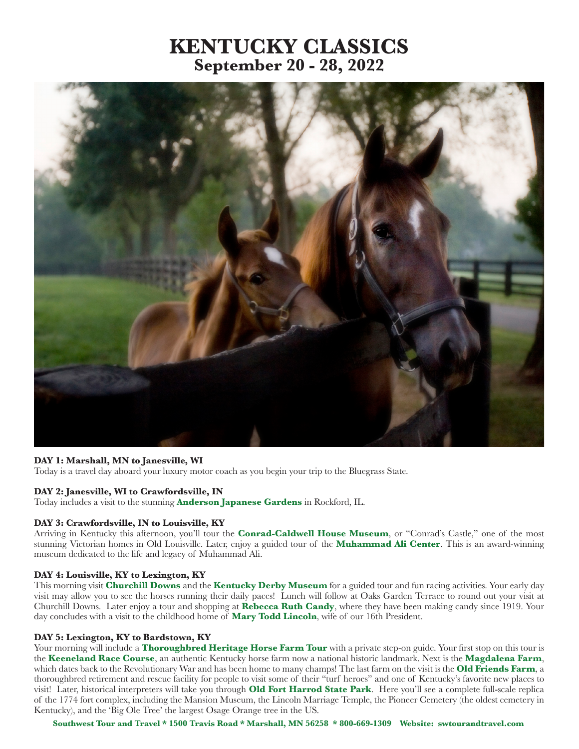# KENTUCKY CLASSICS
## September 20 - 28, 2022

**DAY 1: Marshall, MN to Janesville, WI**
Today is a travel day aboard your luxury motor coach as you begin your trip to the Bluegrass State.

**DAY 2: Janesville, WI to Crawfordsville, IN**
Today includes a visit to the stunning **Anderson Japanese Gardens** in Rockford, IL.

**DAY 3: Crawfordsville, IN to Louisville, KY**
Arriving in Kentucky this afternoon, you'll tour the **Conrad-Caldwell House Museum**, or "Conrad's Castle," one of the most stunning Victorian homes in Old Louisville. Later, enjoy a guided tour of the **Muhammad Ali Center**. This is an award-winning museum dedicated to the life and legacy of Muhammad Ali.

**DAY 4: Louisville, KY to Lexington, KY**
This morning visit **Churchill Downs** and the **Kentucky Derby Museum** for a guided tour and fun racing activities. Your early day visit may allow you to see the horses running their daily paces! Lunch will follow at Oaks Garden Terrace to round out your visit at Churchill Downs. Later enjoy a tour and shopping at **Rebecca Ruth Candy**, where they have been making candy since 1919. Your day concludes with a visit to the childhood home of **Mary Todd Lincoln**, wife of our 16th President.

**DAY 5: Lexington, KY to Bardstown, KY**
Your morning will include a **Thoroughbred Heritage Horse Farm Tour** with a private step-on guide. Your first stop on this tour is the **Keeneland Race Course**, an authentic Kentucky horse farm now a national historic landmark. Next is the **Magdalena Farm**, which dates back to the Revolutionary War and has been home to many champs! The last farm on the visit is the **Old Friends Farm**, a thoroughbred retirement and rescue facility for people to visit some of their "turf heroes" and one of Kentucky's favorite new places to visit! Later, historical interpreters will take you through **Old Fort Harrod State Park**. Here you'll see a complete full-scale replica of the 1774 fort complex, including the Mansion Museum, the Lincoln Marriage Temple, the Pioneer Cemetery (the oldest cemetery in Kentucky), and the 'Big Ole Tree' the largest Osage Orange tree in the US.

**Southwest Tour and Travel * 1500 Travis Road * Marshall, MN 56258 * 800-669-1309 Website: swtourandtravel.com**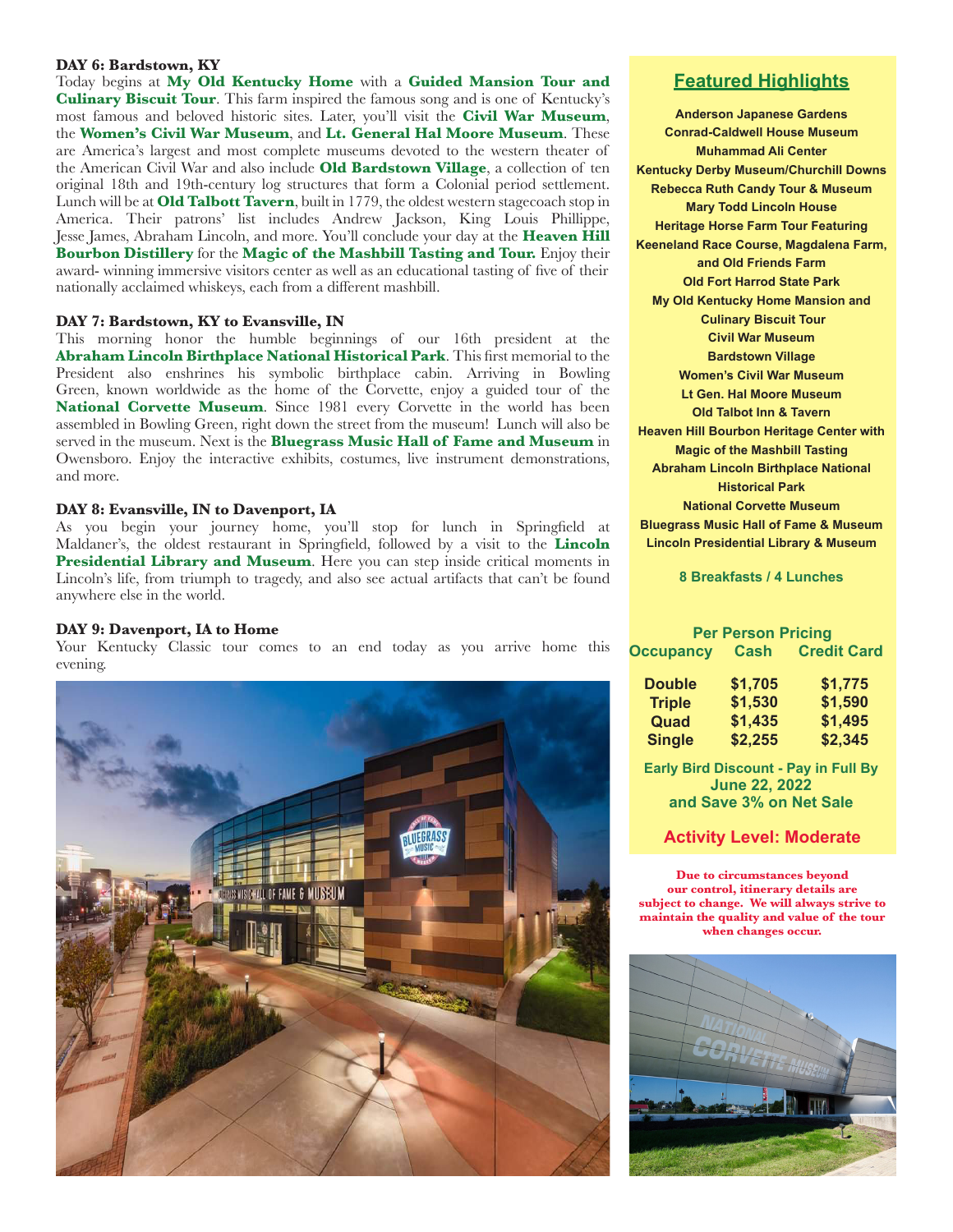**DAY 6: Bardstown, KY**

Today begins at **My Old Kentucky Home** with a **Guided Mansion Tour and Culinary Biscuit Tour**. This farm inspired the famous song and is one of Kentucky's most famous and beloved historic sites. Later, you'll visit the **Civil War Museum**, the **Women's Civil War Museum**, and **Lt. General Hal Moore Museum**. These are America's largest and most complete museums devoted to the western theater of the American Civil War and also include **Old Bardstown Village**, a collection of ten original 18th and 19th-century log structures that form a Colonial period settlement. Lunch will be at **Old Talbott Tavern**, built in 1779, the oldest western stagecoach stop in America. Their patrons' list includes Andrew Jackson, King Louis Phillippe, Jesse James, Abraham Lincoln, and more. You'll conclude your day at the **Heaven Hill Bourbon Distillery** for the **Magic of the Mashbill Tasting and Tour.** Enjoy their award- winning immersive visitors center as well as an educational tasting of five of their nationally acclaimed whiskeys, each from a different mashbill.

**DAY 7: Bardstown, KY to Evansville, IN**

This morning honor the humble beginnings of our 16th president at the **Abraham Lincoln Birthplace National Historical Park**. This first memorial to the President also enshrines his symbolic birthplace cabin. Arriving in Bowling Green, known worldwide as the home of the Corvette, enjoy a guided tour of the **National Corvette Museum**. Since 1981 every Corvette in the world has been assembled in Bowling Green, right down the street from the museum! Lunch will also be served in the museum. Next is the **Bluegrass Music Hall of Fame and Museum** in Owensboro. Enjoy the interactive exhibits, costumes, live instrument demonstrations, and more.

**DAY 8: Evansville, IN to Davenport, IA**

As you begin your journey home, you'll stop for lunch in Springfield at Maldaner's, the oldest restaurant in Springfield, followed by a visit to the **Lincoln Presidential Library and Museum**. Here you can step inside critical moments in Lincoln's life, from triumph to tragedy, and also see actual artifacts that can't be found anywhere else in the world.

**DAY 9: Davenport, IA to Home**

Your Kentucky Classic tour comes to an end today as you arrive home this evening.

## Featured Highlights

**Anderson Japanese Gardens**
**Conrad-Caldwell House Museum**
**Muhammad Ali Center**
**Kentucky Derby Museum/Churchill Downs**
**Rebecca Ruth Candy Tour & Museum**
**Mary Todd Lincoln House**
**Heritage Horse Farm Tour Featuring Keeneland Race Course, Magdalena Farm, and Old Friends Farm**
**Old Fort Harrod State Park**
**My Old Kentucky Home Mansion and Culinary Biscuit Tour**
**Civil War Museum**
**Bardstown Village**
**Women's Civil War Museum**
**Lt Gen. Hal Moore Museum**
**Old Talbot Inn & Tavern**
**Heaven Hill Bourbon Heritage Center with Magic of the Mashbill Tasting**
**Abraham Lincoln Birthplace National Historical Park**
**National Corvette Museum**
**Bluegrass Music Hall of Fame & Museum**
**Lincoln Presidential Library & Museum**

**8 Breakfasts / 4 Lunches**

**Per Person Pricing**

| Occupancy | Cash | Credit Card |
|---|---|---|
| Double | $1,705 | $1,775 |
| Triple | $1,530 | $1,590 |
| Quad | $1,435 | $1,495 |
| Single | $2,255 | $2,345 |

**Early Bird Discount - Pay in Full By June 22, 2022 and Save 3% on Net Sale**

**Activity Level: Moderate**

**Due to circumstances beyond our control, itinerary details are subject to change. We will always strive to maintain the quality and value of the tour when changes occur.**